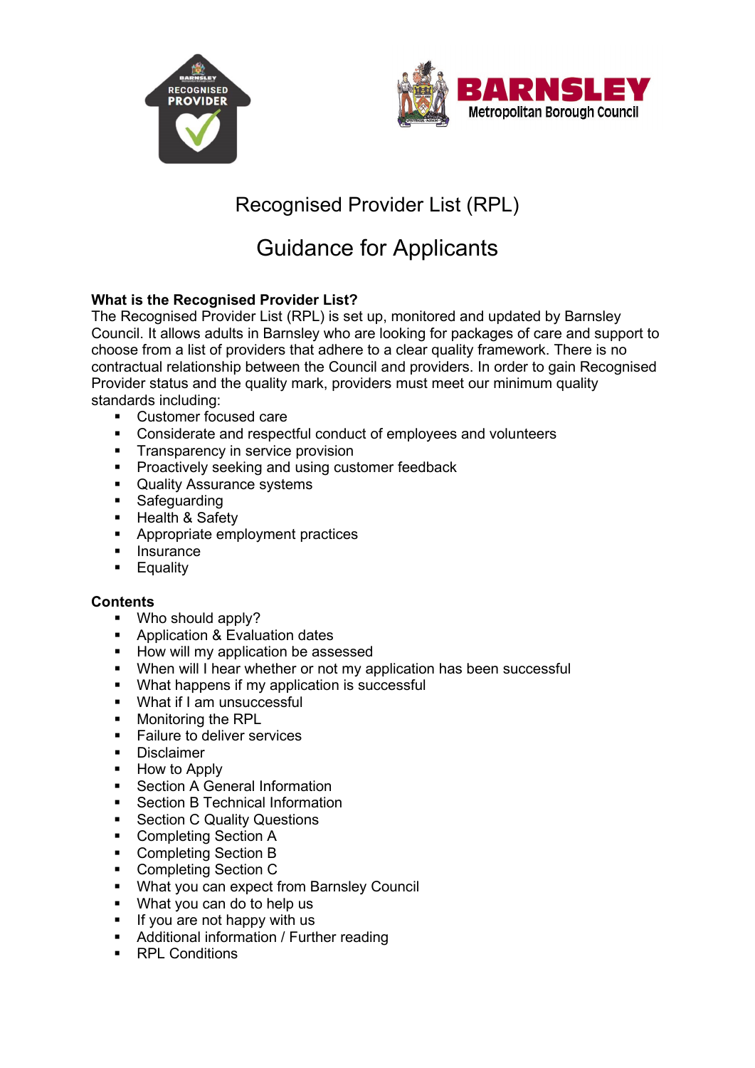# Recognised Provider List (RPL)

# Guidance for Applicants

**What is the Recognised Provider List?**

The Recognised Provider List (RPL) is set up, monitored and updated by Barnsley Council. It allows adults in Barnsley who are looking for packages of care and support to choose from a list of providers that adhere to a clear quality framework. There is no contractual relationship between the Council and providers. In order to gain Recognised Provider status and the quality mark, providers must meet our minimum quality standards including:

- Customer focused care
- Considerate and respectful conduct of employees and volunteers
- Transparency in service provision
- Proactively seeking and using customer feedback
- Quality Assurance systems
- Safeguarding
- Health & Safety
- Appropriate employment practices
- Insurance
- Equality

**Contents**

- Who should apply?
- Application & Evaluation dates
- How will my application be assessed
- When will I hear whether or not my application has been successful
- What happens if my application is successful
- What if I am unsuccessful
- Monitoring the RPL
- Failure to deliver services
- Disclaimer
- How to Apply
- Section A General Information
- Section B Technical Information
- Section C Quality Questions
- Completing Section A
- Completing Section B
- Completing Section C
- What you can expect from Barnsley Council
- What you can do to help us
- If you are not happy with us
- Additional information / Further reading
- RPL Conditions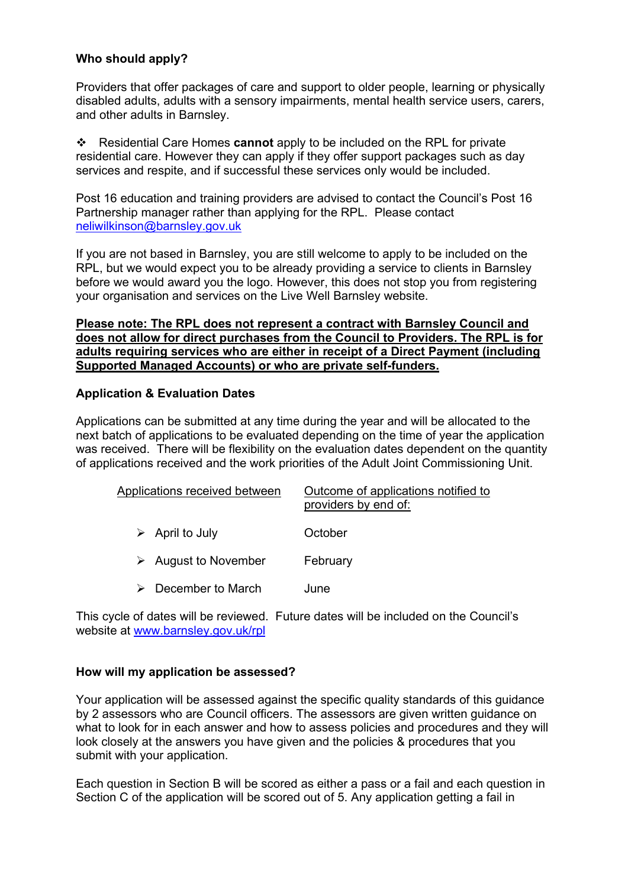### Who should apply?

Providers that offer packages of care and support to older people, learning or physically disabled adults, adults with a sensory impairments, mental health service users, carers, and other adults in Barnsley.

❖ Residential Care Homes **cannot** apply to be included on the RPL for private residential care. However they can apply if they offer support packages such as day services and respite, and if successful these services only would be included.

Post 16 education and training providers are advised to contact the Council's Post 16 Partnership manager rather than applying for the RPL. Please contact neliwilkinson@barnsley.gov.uk

If you are not based in Barnsley, you are still welcome to apply to be included on the RPL, but we would expect you to be already providing a service to clients in Barnsley before we would award you the logo. However, this does not stop you from registering your organisation and services on the Live Well Barnsley website.

**Please note: The RPL does not represent a contract with Barnsley Council and does not allow for direct purchases from the Council to Providers. The RPL is for adults requiring services who are either in receipt of a Direct Payment (including Supported Managed Accounts) or who are private self-funders.**

### Application & Evaluation Dates

Applications can be submitted at any time during the year and will be allocated to the next batch of applications to be evaluated depending on the time of year the application was received. There will be flexibility on the evaluation dates dependent on the quantity of applications received and the work priorities of the Adult Joint Commissioning Unit.

| Applications received between | Outcome of applications notified to providers by end of: |
|---|---|
| April to July | October |
| August to November | February |
| December to March | June |

This cycle of dates will be reviewed. Future dates will be included on the Council's website at www.barnsley.gov.uk/rpl

### How will my application be assessed?

Your application will be assessed against the specific quality standards of this guidance by 2 assessors who are Council officers. The assessors are given written guidance on what to look for in each answer and how to assess policies and procedures and they will look closely at the answers you have given and the policies & procedures that you submit with your application.

Each question in Section B will be scored as either a pass or a fail and each question in Section C of the application will be scored out of 5. Any application getting a fail in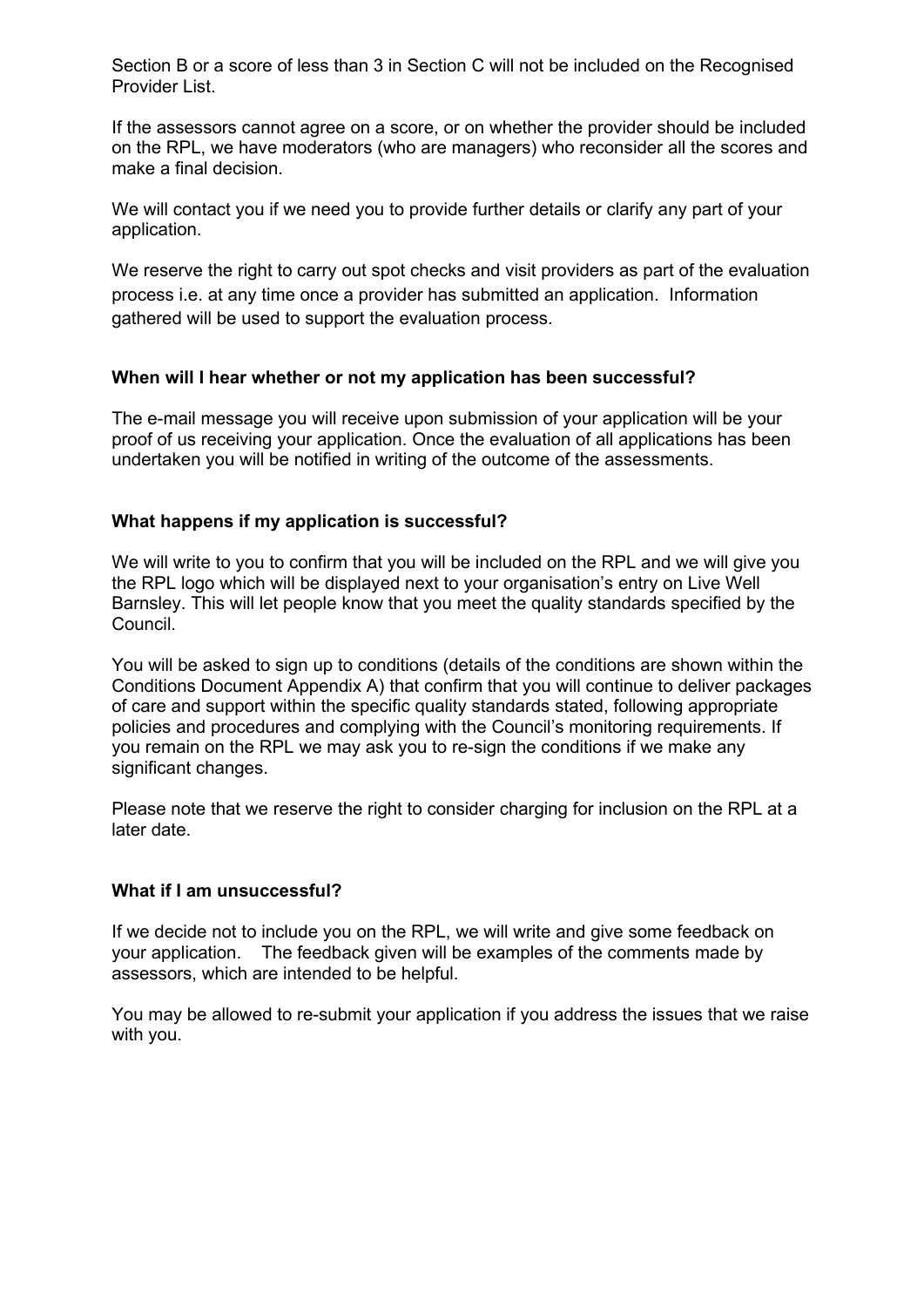Section B or a score of less than 3 in Section C will not be included on the Recognised Provider List.

If the assessors cannot agree on a score, or on whether the provider should be included on the RPL, we have moderators (who are managers) who reconsider all the scores and make a final decision.

We will contact you if we need you to provide further details or clarify any part of your application.

We reserve the right to carry out spot checks and visit providers as part of the evaluation process i.e. at any time once a provider has submitted an application. Information gathered will be used to support the evaluation process.

**When will I hear whether or not my application has been successful?**

The e-mail message you will receive upon submission of your application will be your proof of us receiving your application. Once the evaluation of all applications has been undertaken you will be notified in writing of the outcome of the assessments.

**What happens if my application is successful?**

We will write to you to confirm that you will be included on the RPL and we will give you the RPL logo which will be displayed next to your organisation's entry on Live Well Barnsley. This will let people know that you meet the quality standards specified by the Council.

You will be asked to sign up to conditions (details of the conditions are shown within the Conditions Document Appendix A) that confirm that you will continue to deliver packages of care and support within the specific quality standards stated, following appropriate policies and procedures and complying with the Council's monitoring requirements. If you remain on the RPL we may ask you to re-sign the conditions if we make any significant changes.

Please note that we reserve the right to consider charging for inclusion on the RPL at a later date.

**What if I am unsuccessful?**

If we decide not to include you on the RPL, we will write and give some feedback on your application. The feedback given will be examples of the comments made by assessors, which are intended to be helpful.

You may be allowed to re-submit your application if you address the issues that we raise with you.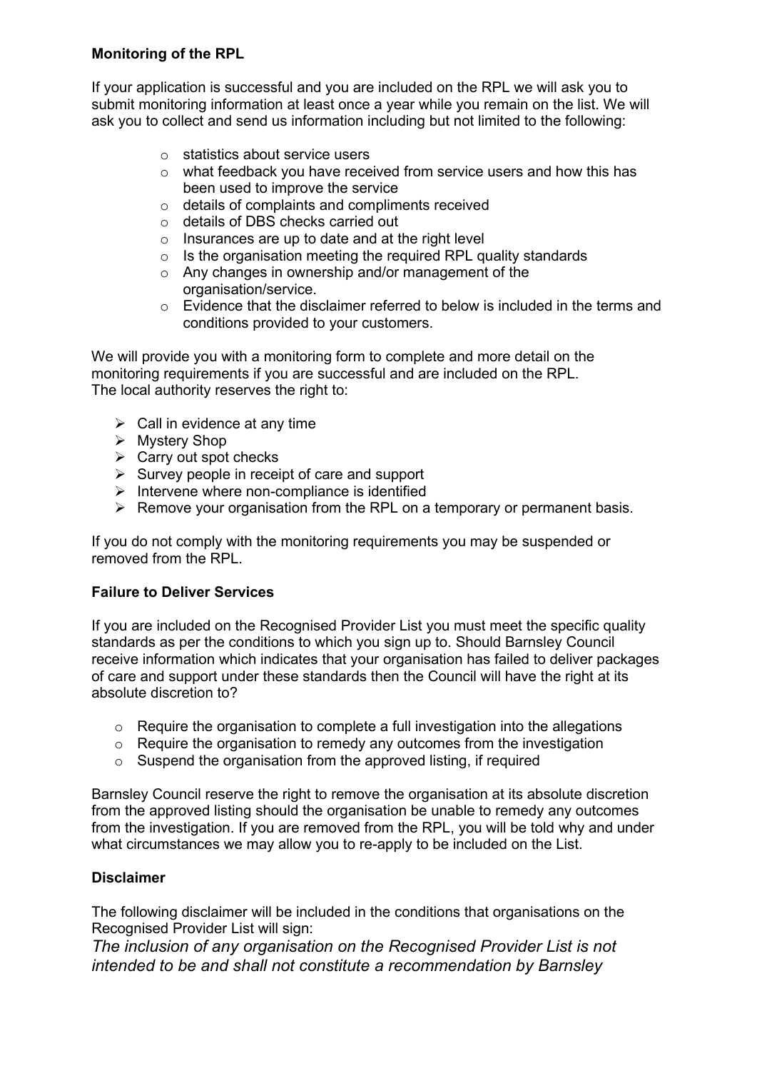**Monitoring of the RPL**

If your application is successful and you are included on the RPL we will ask you to submit monitoring information at least once a year while you remain on the list. We will ask you to collect and send us information including but not limited to the following:

- statistics about service users
- what feedback you have received from service users and how this has been used to improve the service
- details of complaints and compliments received
- details of DBS checks carried out
- Insurances are up to date and at the right level
- Is the organisation meeting the required RPL quality standards
- Any changes in ownership and/or management of the organisation/service.
- Evidence that the disclaimer referred to below is included in the terms and conditions provided to your customers.

We will provide you with a monitoring form to complete and more detail on the monitoring requirements if you are successful and are included on the RPL.
The local authority reserves the right to:

- Call in evidence at any time
- Mystery Shop
- Carry out spot checks
- Survey people in receipt of care and support
- Intervene where non-compliance is identified
- Remove your organisation from the RPL on a temporary or permanent basis.

If you do not comply with the monitoring requirements you may be suspended or removed from the RPL.

**Failure to Deliver Services**

If you are included on the Recognised Provider List you must meet the specific quality standards as per the conditions to which you sign up to. Should Barnsley Council receive information which indicates that your organisation has failed to deliver packages of care and support under these standards then the Council will have the right at its absolute discretion to?

- Require the organisation to complete a full investigation into the allegations
- Require the organisation to remedy any outcomes from the investigation
- Suspend the organisation from the approved listing, if required

Barnsley Council reserve the right to remove the organisation at its absolute discretion from the approved listing should the organisation be unable to remedy any outcomes from the investigation. If you are removed from the RPL, you will be told why and under what circumstances we may allow you to re-apply to be included on the List.

**Disclaimer**

The following disclaimer will be included in the conditions that organisations on the Recognised Provider List will sign:

*The inclusion of any organisation on the Recognised Provider List is not intended to be and shall not constitute a recommendation by Barnsley*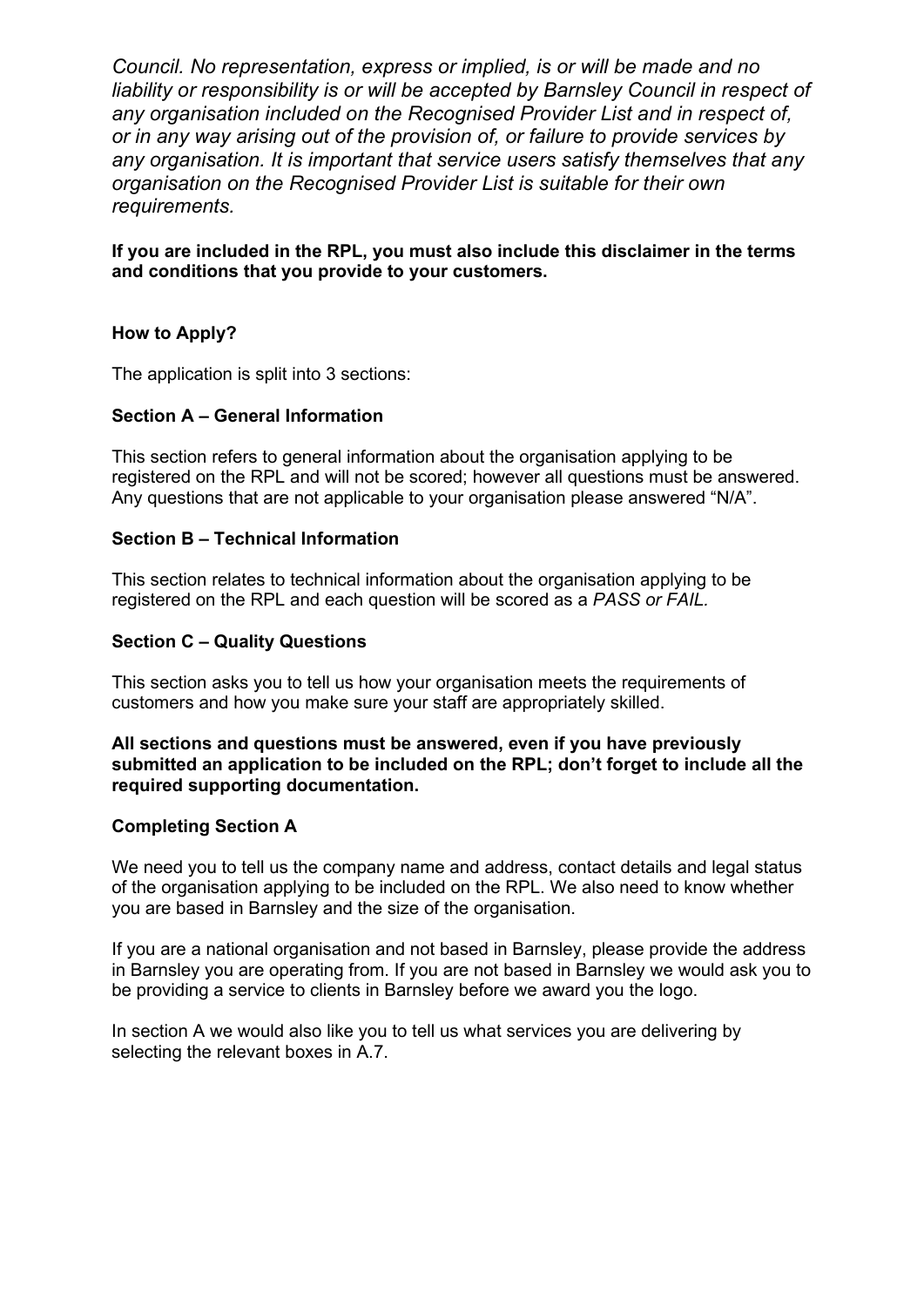*Council. No representation, express or implied, is or will be made and no liability or responsibility is or will be accepted by Barnsley Council in respect of any organisation included on the Recognised Provider List and in respect of, or in any way arising out of the provision of, or failure to provide services by any organisation. It is important that service users satisfy themselves that any organisation on the Recognised Provider List is suitable for their own requirements.*

**If you are included in the RPL, you must also include this disclaimer in the terms and conditions that you provide to your customers.**

**How to Apply?**

The application is split into 3 sections:

**Section A – General Information**

This section refers to general information about the organisation applying to be registered on the RPL and will not be scored; however all questions must be answered. Any questions that are not applicable to your organisation please answered "N/A".

**Section B – Technical Information**

This section relates to technical information about the organisation applying to be registered on the RPL and each question will be scored as a *PASS or FAIL.*

**Section C – Quality Questions**

This section asks you to tell us how your organisation meets the requirements of customers and how you make sure your staff are appropriately skilled.

**All sections and questions must be answered, even if you have previously submitted an application to be included on the RPL; don't forget to include all the required supporting documentation.**

**Completing Section A**

We need you to tell us the company name and address, contact details and legal status of the organisation applying to be included on the RPL. We also need to know whether you are based in Barnsley and the size of the organisation.

If you are a national organisation and not based in Barnsley, please provide the address in Barnsley you are operating from. If you are not based in Barnsley we would ask you to be providing a service to clients in Barnsley before we award you the logo.

In section A we would also like you to tell us what services you are delivering by selecting the relevant boxes in A.7.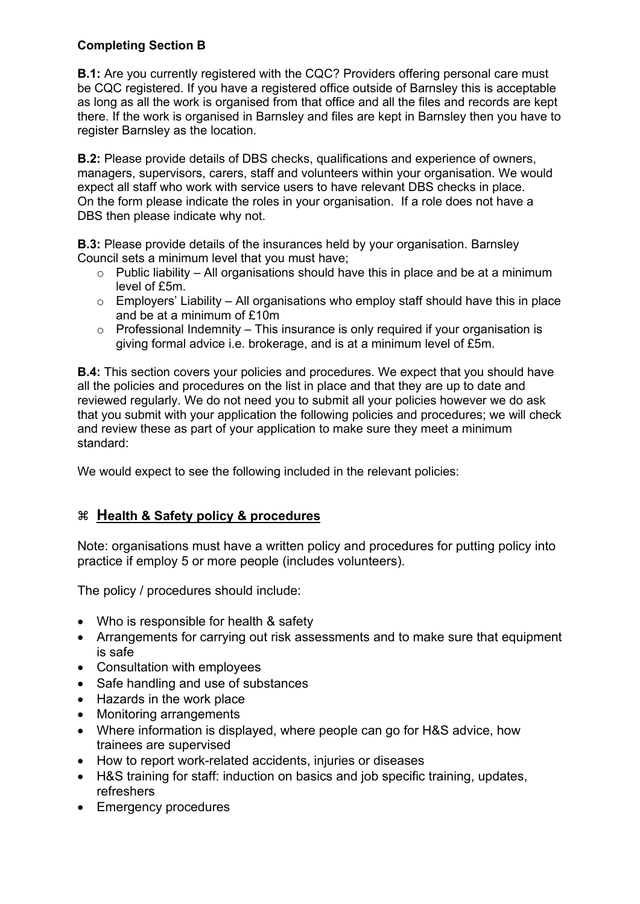**Completing Section B**

**B.1:** Are you currently registered with the CQC? Providers offering personal care must be CQC registered. If you have a registered office outside of Barnsley this is acceptable as long as all the work is organised from that office and all the files and records are kept there. If the work is organised in Barnsley and files are kept in Barnsley then you have to register Barnsley as the location.

**B.2:** Please provide details of DBS checks, qualifications and experience of owners, managers, supervisors, carers, staff and volunteers within your organisation. We would expect all staff who work with service users to have relevant DBS checks in place. On the form please indicate the roles in your organisation. If a role does not have a DBS then please indicate why not.

**B.3:** Please provide details of the insurances held by your organisation. Barnsley Council sets a minimum level that you must have;

- Public liability – All organisations should have this in place and be at a minimum level of £5m.
- Employers' Liability – All organisations who employ staff should have this in place and be at a minimum of £10m
- Professional Indemnity – This insurance is only required if your organisation is giving formal advice i.e. brokerage, and is at a minimum level of £5m.

**B.4:** This section covers your policies and procedures. We expect that you should have all the policies and procedures on the list in place and that they are up to date and reviewed regularly. We do not need you to submit all your policies however we do ask that you submit with your application the following policies and procedures; we will check and review these as part of your application to make sure they meet a minimum standard:

We would expect to see the following included in the relevant policies:

## ⌘ <u>Health & Safety policy & procedures</u>

Note: organisations must have a written policy and procedures for putting policy into practice if employ 5 or more people (includes volunteers).

The policy / procedures should include:

- Who is responsible for health & safety
- Arrangements for carrying out risk assessments and to make sure that equipment is safe
- Consultation with employees
- Safe handling and use of substances
- Hazards in the work place
- Monitoring arrangements
- Where information is displayed, where people can go for H&S advice, how trainees are supervised
- How to report work-related accidents, injuries or diseases
- H&S training for staff: induction on basics and job specific training, updates, refreshers
- Emergency procedures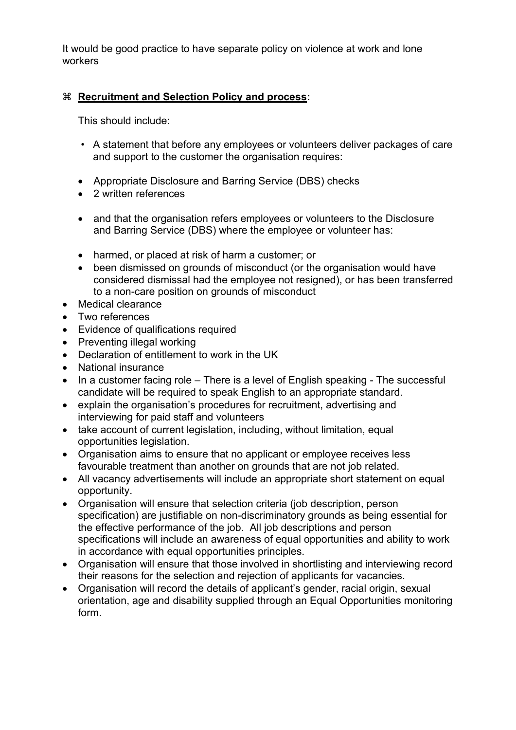It would be good practice to have separate policy on violence at work and lone workers

⌘ **<u>Recruitment and Selection Policy and process</u>:**

This should include:

- A statement that before any employees or volunteers deliver packages of care and support to the customer the organisation requires:
  - Appropriate Disclosure and Barring Service (DBS) checks
  - 2 written references
  - and that the organisation refers employees or volunteers to the Disclosure and Barring Service (DBS) where the employee or volunteer has:
  - harmed, or placed at risk of harm a customer; or
  - been dismissed on grounds of misconduct (or the organisation would have considered dismissal had the employee not resigned), or has been transferred to a non-care position on grounds of misconduct
- Medical clearance
- Two references
- Evidence of qualifications required
- Preventing illegal working
- Declaration of entitlement to work in the UK
- National insurance
- In a customer facing role – There is a level of English speaking - The successful candidate will be required to speak English to an appropriate standard.
- explain the organisation's procedures for recruitment, advertising and interviewing for paid staff and volunteers
- take account of current legislation, including, without limitation, equal opportunities legislation.
- Organisation aims to ensure that no applicant or employee receives less favourable treatment than another on grounds that are not job related.
- All vacancy advertisements will include an appropriate short statement on equal opportunity.
- Organisation will ensure that selection criteria (job description, person specification) are justifiable on non-discriminatory grounds as being essential for the effective performance of the job. All job descriptions and person specifications will include an awareness of equal opportunities and ability to work in accordance with equal opportunities principles.
- Organisation will ensure that those involved in shortlisting and interviewing record their reasons for the selection and rejection of applicants for vacancies.
- Organisation will record the details of applicant's gender, racial origin, sexual orientation, age and disability supplied through an Equal Opportunities monitoring form.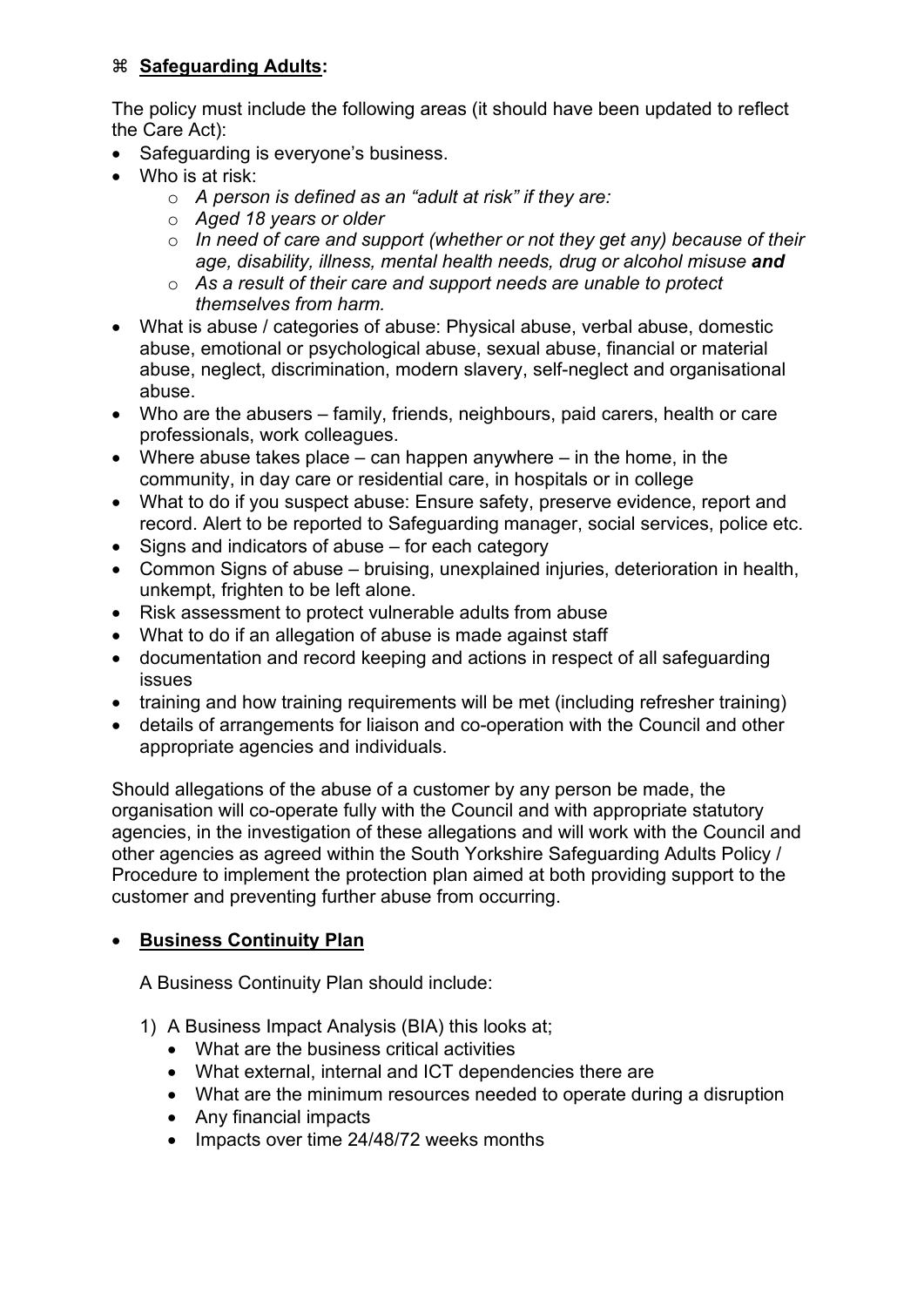⌘ **<u>Safeguarding Adults</u>:**

The policy must include the following areas (it should have been updated to reflect the Care Act):

- Safeguarding is everyone's business.
- Who is at risk:
    - *A person is defined as an "adult at risk" if they are:*
    - *Aged 18 years or older*
    - *In need of care and support (whether or not they get any) because of their age, disability, illness, mental health needs, drug or alcohol misuse **and***
    - *As a result of their care and support needs are unable to protect themselves from harm.*
- What is abuse / categories of abuse: Physical abuse, verbal abuse, domestic abuse, emotional or psychological abuse, sexual abuse, financial or material abuse, neglect, discrimination, modern slavery, self-neglect and organisational abuse.
- Who are the abusers – family, friends, neighbours, paid carers, health or care professionals, work colleagues.
- Where abuse takes place – can happen anywhere – in the home, in the community, in day care or residential care, in hospitals or in college
- What to do if you suspect abuse: Ensure safety, preserve evidence, report and record. Alert to be reported to Safeguarding manager, social services, police etc.
- Signs and indicators of abuse – for each category
- Common Signs of abuse – bruising, unexplained injuries, deterioration in health, unkempt, frighten to be left alone.
- Risk assessment to protect vulnerable adults from abuse
- What to do if an allegation of abuse is made against staff
- documentation and record keeping and actions in respect of all safeguarding issues
- training and how training requirements will be met (including refresher training)
- details of arrangements for liaison and co-operation with the Council and other appropriate agencies and individuals.

Should allegations of the abuse of a customer by any person be made, the organisation will co-operate fully with the Council and with appropriate statutory agencies, in the investigation of these allegations and will work with the Council and other agencies as agreed within the South Yorkshire Safeguarding Adults Policy / Procedure to implement the protection plan aimed at both providing support to the customer and preventing further abuse from occurring.

- **<u>Business Continuity Plan</u>**

  A Business Continuity Plan should include:

  1) A Business Impact Analysis (BIA) this looks at;
      - What are the business critical activities
      - What external, internal and ICT dependencies there are
      - What are the minimum resources needed to operate during a disruption
      - Any financial impacts
      - Impacts over time 24/48/72 weeks months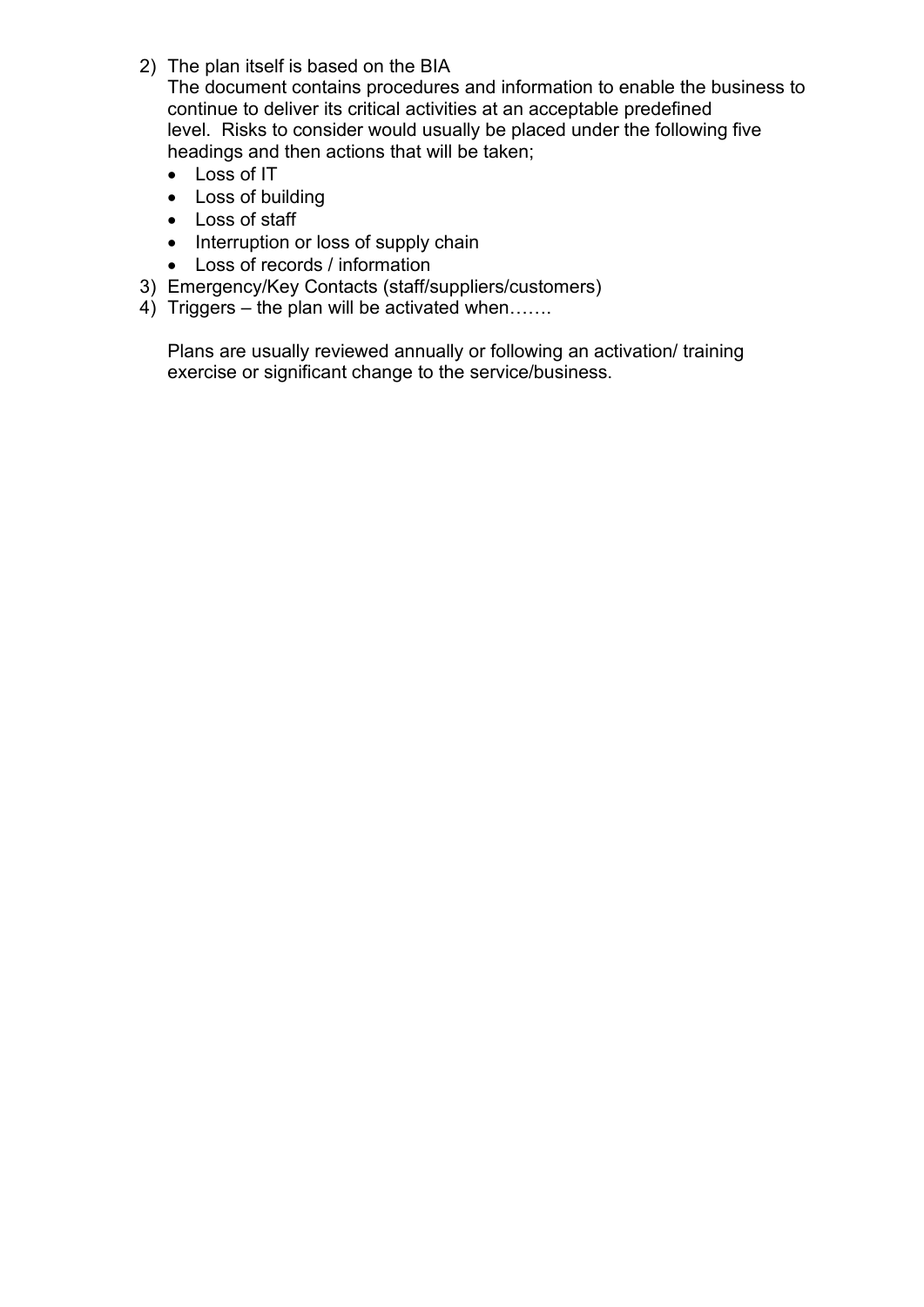2) The plan itself is based on the BIA

   The document contains procedures and information to enable the business to continue to deliver its critical activities at an acceptable predefined level. Risks to consider would usually be placed under the following five headings and then actions that will be taken;

   - Loss of IT
   - Loss of building
   - Loss of staff
   - Interruption or loss of supply chain
   - Loss of records / information

3) Emergency/Key Contacts (staff/suppliers/customers)
4) Triggers – the plan will be activated when…….

   Plans are usually reviewed annually or following an activation/ training exercise or significant change to the service/business.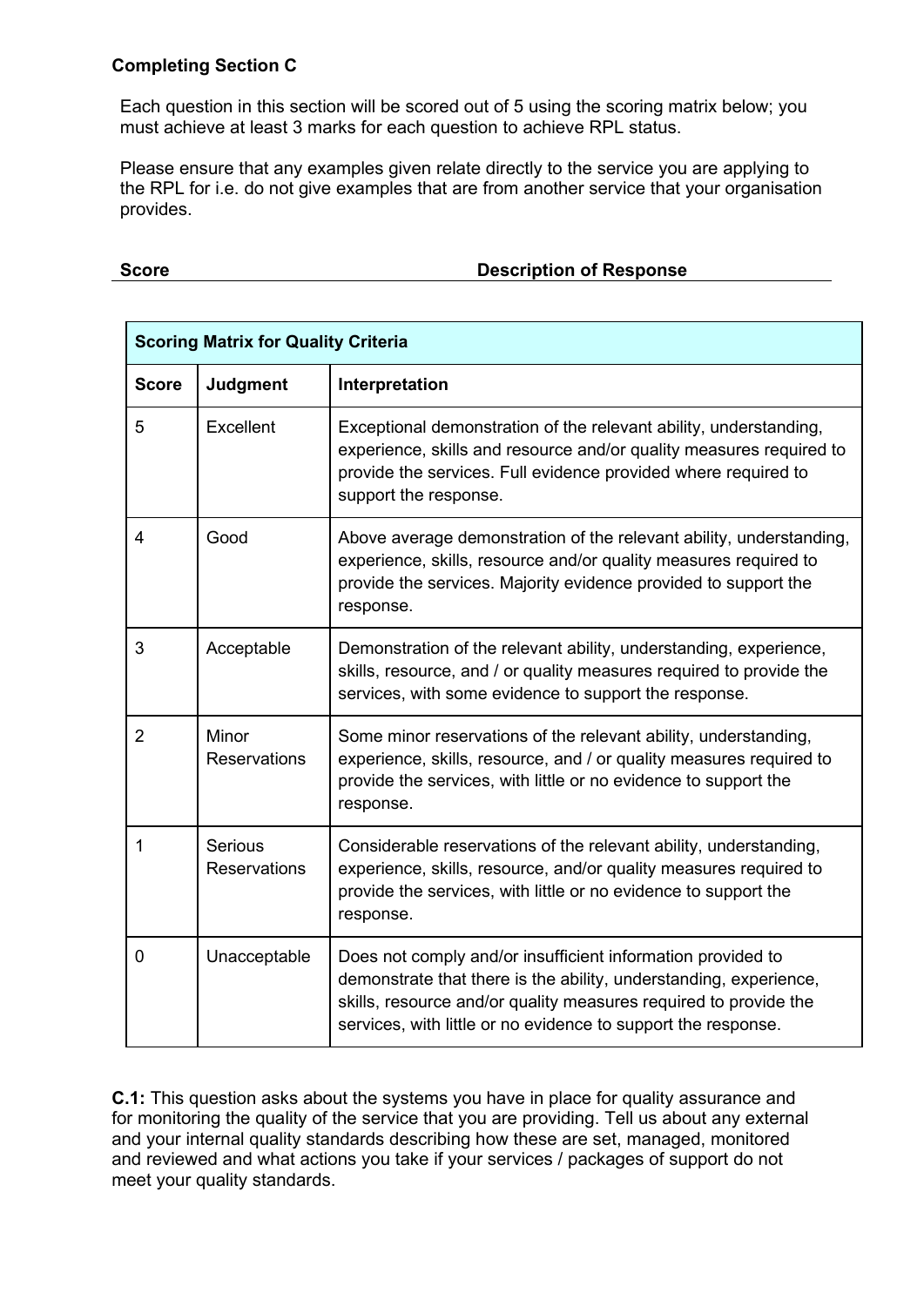### Completing Section C

Each question in this section will be scored out of 5 using the scoring matrix below; you must achieve at least 3 marks for each question to achieve RPL status.

Please ensure that any examples given relate directly to the service you are applying to the RPL for i.e. do not give examples that are from another service that your organisation provides.

**Score** **Description of Response**

| **Scoring Matrix for Quality Criteria** | | |
|---|---|---|
| **Score** | **Judgment** | **Interpretation** |
| 5 | Excellent | Exceptional demonstration of the relevant ability, understanding, experience, skills and resource and/or quality measures required to provide the services. Full evidence provided where required to support the response. |
| 4 | Good | Above average demonstration of the relevant ability, understanding, experience, skills, resource and/or quality measures required to provide the services. Majority evidence provided to support the response. |
| 3 | Acceptable | Demonstration of the relevant ability, understanding, experience, skills, resource, and / or quality measures required to provide the services, with some evidence to support the response. |
| 2 | Minor Reservations | Some minor reservations of the relevant ability, understanding, experience, skills, resource, and / or quality measures required to provide the services, with little or no evidence to support the response. |
| 1 | Serious Reservations | Considerable reservations of the relevant ability, understanding, experience, skills, resource, and/or quality measures required to provide the services, with little or no evidence to support the response. |
| 0 | Unacceptable | Does not comply and/or insufficient information provided to demonstrate that there is the ability, understanding, experience, skills, resource and/or quality measures required to provide the services, with little or no evidence to support the response. |

**C.1:** This question asks about the systems you have in place for quality assurance and for monitoring the quality of the service that you are providing. Tell us about any external and your internal quality standards describing how these are set, managed, monitored and reviewed and what actions you take if your services / packages of support do not meet your quality standards.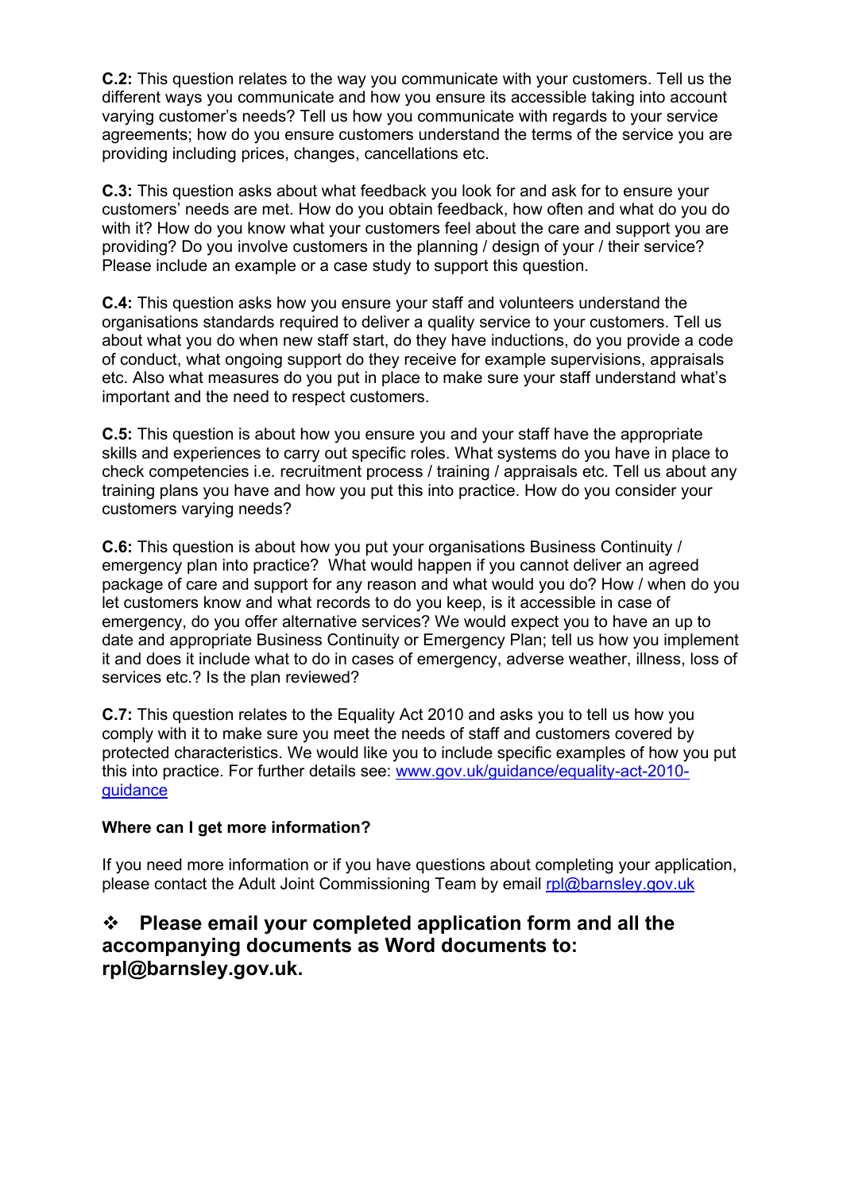**C.2:** This question relates to the way you communicate with your customers. Tell us the different ways you communicate and how you ensure its accessible taking into account varying customer's needs? Tell us how you communicate with regards to your service agreements; how do you ensure customers understand the terms of the service you are providing including prices, changes, cancellations etc.

**C.3:** This question asks about what feedback you look for and ask for to ensure your customers' needs are met. How do you obtain feedback, how often and what do you do with it? How do you know what your customers feel about the care and support you are providing? Do you involve customers in the planning / design of your / their service? Please include an example or a case study to support this question.

**C.4:** This question asks how you ensure your staff and volunteers understand the organisations standards required to deliver a quality service to your customers. Tell us about what you do when new staff start, do they have inductions, do you provide a code of conduct, what ongoing support do they receive for example supervisions, appraisals etc. Also what measures do you put in place to make sure your staff understand what's important and the need to respect customers.

**C.5:** This question is about how you ensure you and your staff have the appropriate skills and experiences to carry out specific roles. What systems do you have in place to check competencies i.e. recruitment process / training / appraisals etc. Tell us about any training plans you have and how you put this into practice. How do you consider your customers varying needs?

**C.6:** This question is about how you put your organisations Business Continuity / emergency plan into practice? What would happen if you cannot deliver an agreed package of care and support for any reason and what would you do? How / when do you let customers know and what records to do you keep, is it accessible in case of emergency, do you offer alternative services? We would expect you to have an up to date and appropriate Business Continuity or Emergency Plan; tell us how you implement it and does it include what to do in cases of emergency, adverse weather, illness, loss of services etc.? Is the plan reviewed?

**C.7:** This question relates to the Equality Act 2010 and asks you to tell us how you comply with it to make sure you meet the needs of staff and customers covered by protected characteristics. We would like you to include specific examples of how you put this into practice. For further details see: [www.gov.uk/guidance/equality-act-2010-guidance](www.gov.uk/guidance/equality-act-2010-guidance)

**Where can I get more information?**

If you need more information or if you have questions about completing your application, please contact the Adult Joint Commissioning Team by email [rpl@barnsley.gov.uk](mailto:rpl@barnsley.gov.uk)

- **Please email your completed application form and all the accompanying documents as Word documents to: rpl@barnsley.gov.uk.**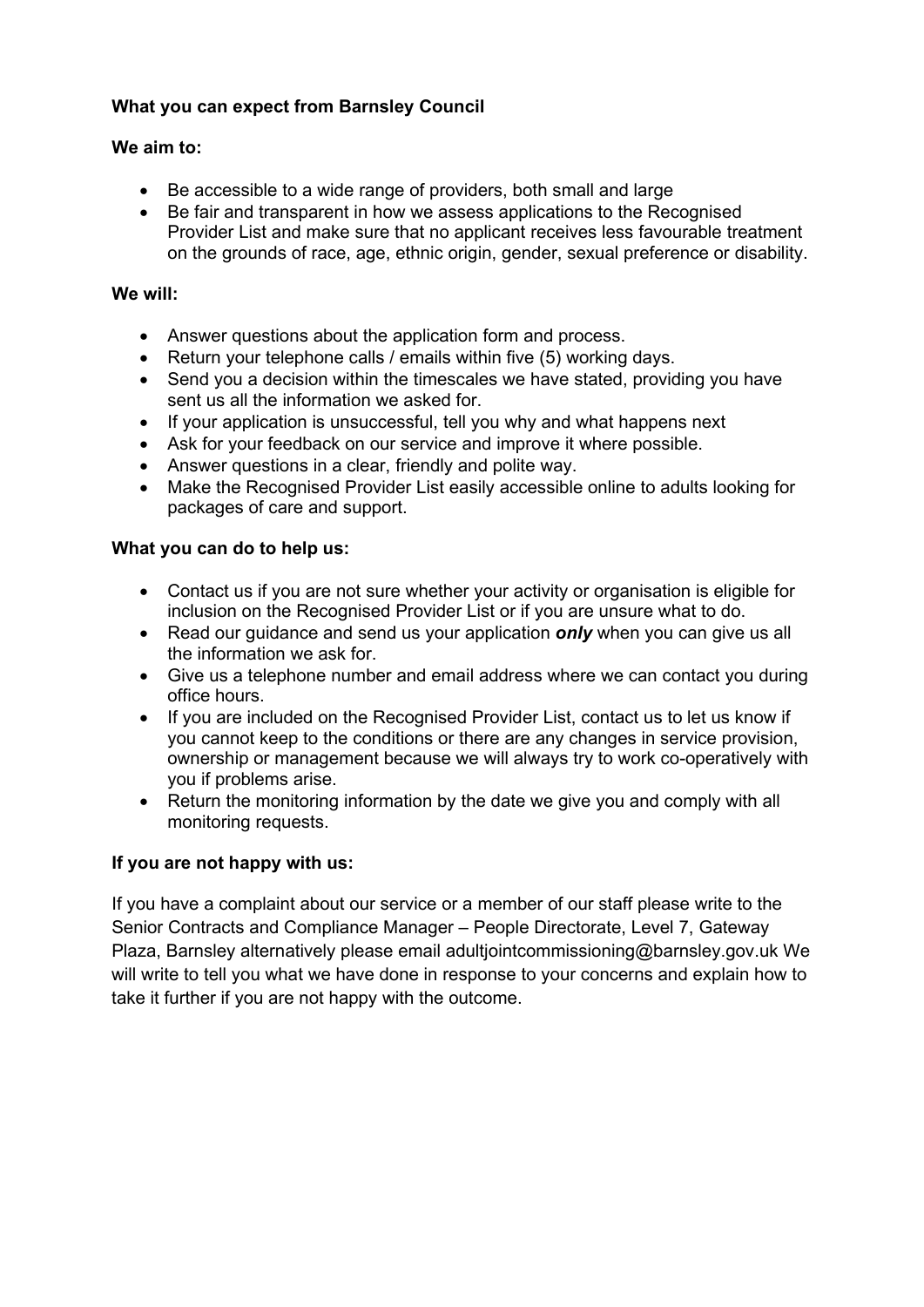**What you can expect from Barnsley Council**

**We aim to:**

- Be accessible to a wide range of providers, both small and large
- Be fair and transparent in how we assess applications to the Recognised Provider List and make sure that no applicant receives less favourable treatment on the grounds of race, age, ethnic origin, gender, sexual preference or disability.

**We will:**

- Answer questions about the application form and process.
- Return your telephone calls / emails within five (5) working days.
- Send you a decision within the timescales we have stated, providing you have sent us all the information we asked for.
- If your application is unsuccessful, tell you why and what happens next
- Ask for your feedback on our service and improve it where possible.
- Answer questions in a clear, friendly and polite way.
- Make the Recognised Provider List easily accessible online to adults looking for packages of care and support.

**What you can do to help us:**

- Contact us if you are not sure whether your activity or organisation is eligible for inclusion on the Recognised Provider List or if you are unsure what to do.
- Read our guidance and send us your application ***only*** when you can give us all the information we ask for.
- Give us a telephone number and email address where we can contact you during office hours.
- If you are included on the Recognised Provider List, contact us to let us know if you cannot keep to the conditions or there are any changes in service provision, ownership or management because we will always try to work co-operatively with you if problems arise.
- Return the monitoring information by the date we give you and comply with all monitoring requests.

**If you are not happy with us:**

If you have a complaint about our service or a member of our staff please write to the Senior Contracts and Compliance Manager – People Directorate, Level 7, Gateway Plaza, Barnsley alternatively please email adultjointcommissioning@barnsley.gov.uk We will write to tell you what we have done in response to your concerns and explain how to take it further if you are not happy with the outcome.